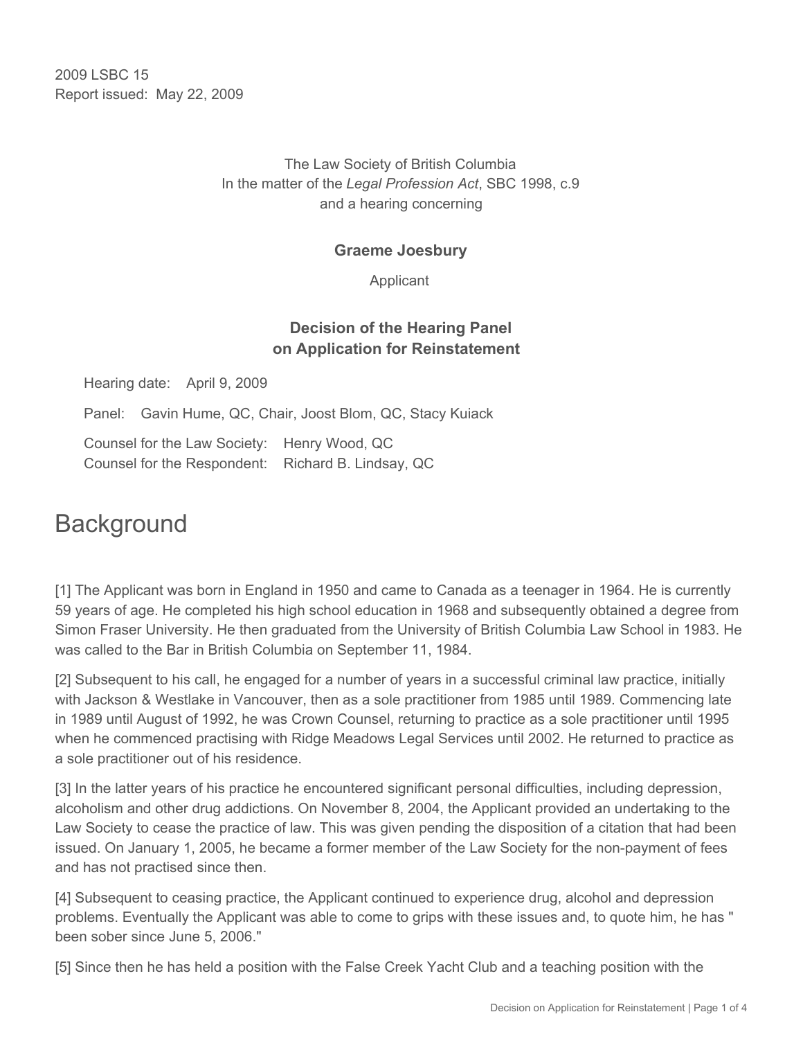2009 LSBC 15
Report issued: May 22, 2009

The Law Society of British Columbia
In the matter of the *Legal Profession Act*, SBC 1998, c.9
and a hearing concerning

**Graeme Joesbury**

Applicant

**Decision of the Hearing Panel
on Application for Reinstatement**

Hearing date: April 9, 2009

Panel: Gavin Hume, QC, Chair, Joost Blom, QC, Stacy Kuiack

Counsel for the Law Society: Henry Wood, QC
Counsel for the Respondent: Richard B. Lindsay, QC

# Background

[1] The Applicant was born in England in 1950 and came to Canada as a teenager in 1964. He is currently 59 years of age. He completed his high school education in 1968 and subsequently obtained a degree from Simon Fraser University. He then graduated from the University of British Columbia Law School in 1983. He was called to the Bar in British Columbia on September 11, 1984.

[2] Subsequent to his call, he engaged for a number of years in a successful criminal law practice, initially with Jackson & Westlake in Vancouver, then as a sole practitioner from 1985 until 1989. Commencing late in 1989 until August of 1992, he was Crown Counsel, returning to practice as a sole practitioner until 1995 when he commenced practising with Ridge Meadows Legal Services until 2002. He returned to practice as a sole practitioner out of his residence.

[3] In the latter years of his practice he encountered significant personal difficulties, including depression, alcoholism and other drug addictions. On November 8, 2004, the Applicant provided an undertaking to the Law Society to cease the practice of law. This was given pending the disposition of a citation that had been issued. On January 1, 2005, he became a former member of the Law Society for the non-payment of fees and has not practised since then.

[4] Subsequent to ceasing practice, the Applicant continued to experience drug, alcohol and depression problems. Eventually the Applicant was able to come to grips with these issues and, to quote him, he has " been sober since June 5, 2006."

[5] Since then he has held a position with the False Creek Yacht Club and a teaching position with the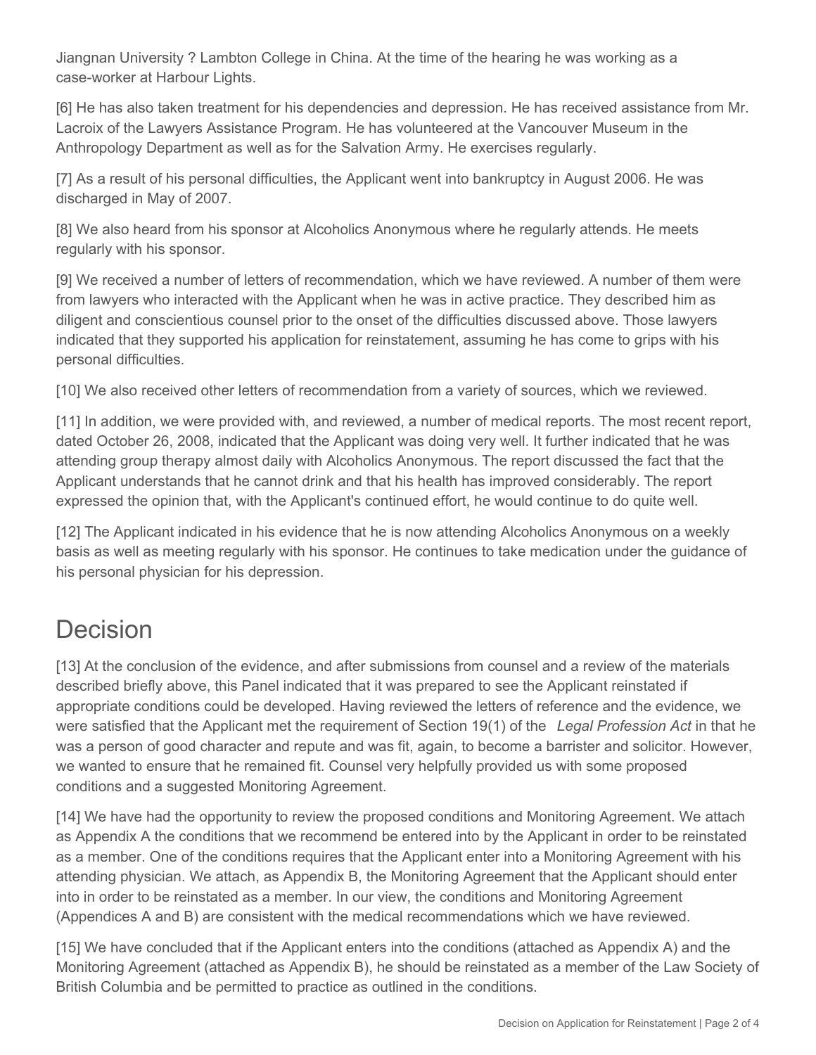Jiangnan University ? Lambton College in China. At the time of the hearing he was working as a case-worker at Harbour Lights.

[6] He has also taken treatment for his dependencies and depression. He has received assistance from Mr. Lacroix of the Lawyers Assistance Program. He has volunteered at the Vancouver Museum in the Anthropology Department as well as for the Salvation Army. He exercises regularly.

[7] As a result of his personal difficulties, the Applicant went into bankruptcy in August 2006. He was discharged in May of 2007.

[8] We also heard from his sponsor at Alcoholics Anonymous where he regularly attends. He meets regularly with his sponsor.

[9] We received a number of letters of recommendation, which we have reviewed. A number of them were from lawyers who interacted with the Applicant when he was in active practice. They described him as diligent and conscientious counsel prior to the onset of the difficulties discussed above. Those lawyers indicated that they supported his application for reinstatement, assuming he has come to grips with his personal difficulties.

[10] We also received other letters of recommendation from a variety of sources, which we reviewed.

[11] In addition, we were provided with, and reviewed, a number of medical reports. The most recent report, dated October 26, 2008, indicated that the Applicant was doing very well. It further indicated that he was attending group therapy almost daily with Alcoholics Anonymous. The report discussed the fact that the Applicant understands that he cannot drink and that his health has improved considerably. The report expressed the opinion that, with the Applicant's continued effort, he would continue to do quite well.

[12] The Applicant indicated in his evidence that he is now attending Alcoholics Anonymous on a weekly basis as well as meeting regularly with his sponsor. He continues to take medication under the guidance of his personal physician for his depression.

# Decision

[13] At the conclusion of the evidence, and after submissions from counsel and a review of the materials described briefly above, this Panel indicated that it was prepared to see the Applicant reinstated if appropriate conditions could be developed. Having reviewed the letters of reference and the evidence, we were satisfied that the Applicant met the requirement of Section 19(1) of the *Legal Profession Act* in that he was a person of good character and repute and was fit, again, to become a barrister and solicitor. However, we wanted to ensure that he remained fit. Counsel very helpfully provided us with some proposed conditions and a suggested Monitoring Agreement.

[14] We have had the opportunity to review the proposed conditions and Monitoring Agreement. We attach as Appendix A the conditions that we recommend be entered into by the Applicant in order to be reinstated as a member. One of the conditions requires that the Applicant enter into a Monitoring Agreement with his attending physician. We attach, as Appendix B, the Monitoring Agreement that the Applicant should enter into in order to be reinstated as a member. In our view, the conditions and Monitoring Agreement (Appendices A and B) are consistent with the medical recommendations which we have reviewed.

[15] We have concluded that if the Applicant enters into the conditions (attached as Appendix A) and the Monitoring Agreement (attached as Appendix B), he should be reinstated as a member of the Law Society of British Columbia and be permitted to practice as outlined in the conditions.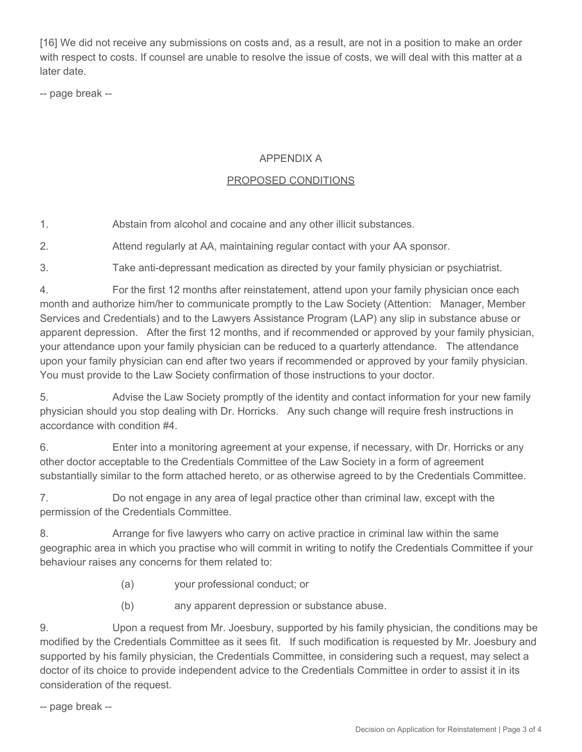[16] We did not receive any submissions on costs and, as a result, are not in a position to make an order with respect to costs. If counsel are unable to resolve the issue of costs, we will deal with this matter at a later date.

## APPENDIX A

## PROPOSED CONDITIONS

1. Abstain from alcohol and cocaine and any other illicit substances.

2. Attend regularly at AA, maintaining regular contact with your AA sponsor.

3. Take anti-depressant medication as directed by your family physician or psychiatrist.

4. For the first 12 months after reinstatement, attend upon your family physician once each month and authorize him/her to communicate promptly to the Law Society (Attention: Manager, Member Services and Credentials) and to the Lawyers Assistance Program (LAP) any slip in substance abuse or apparent depression. After the first 12 months, and if recommended or approved by your family physician, your attendance upon your family physician can be reduced to a quarterly attendance. The attendance upon your family physician can end after two years if recommended or approved by your family physician. You must provide to the Law Society confirmation of those instructions to your doctor.

5. Advise the Law Society promptly of the identity and contact information for your new family physician should you stop dealing with Dr. Horricks. Any such change will require fresh instructions in accordance with condition #4.

6. Enter into a monitoring agreement at your expense, if necessary, with Dr. Horricks or any other doctor acceptable to the Credentials Committee of the Law Society in a form of agreement substantially similar to the form attached hereto, or as otherwise agreed to by the Credentials Committee.

7. Do not engage in any area of legal practice other than criminal law, except with the permission of the Credentials Committee.

8. Arrange for five lawyers who carry on active practice in criminal law within the same geographic area in which you practise who will commit in writing to notify the Credentials Committee if your behaviour raises any concerns for them related to:

   (a) your professional conduct; or

   (b) any apparent depression or substance abuse.

9. Upon a request from Mr. Joesbury, supported by his family physician, the conditions may be modified by the Credentials Committee as it sees fit. If such modification is requested by Mr. Joesbury and supported by his family physician, the Credentials Committee, in considering such a request, may select a doctor of its choice to provide independent advice to the Credentials Committee in order to assist it in its consideration of the request.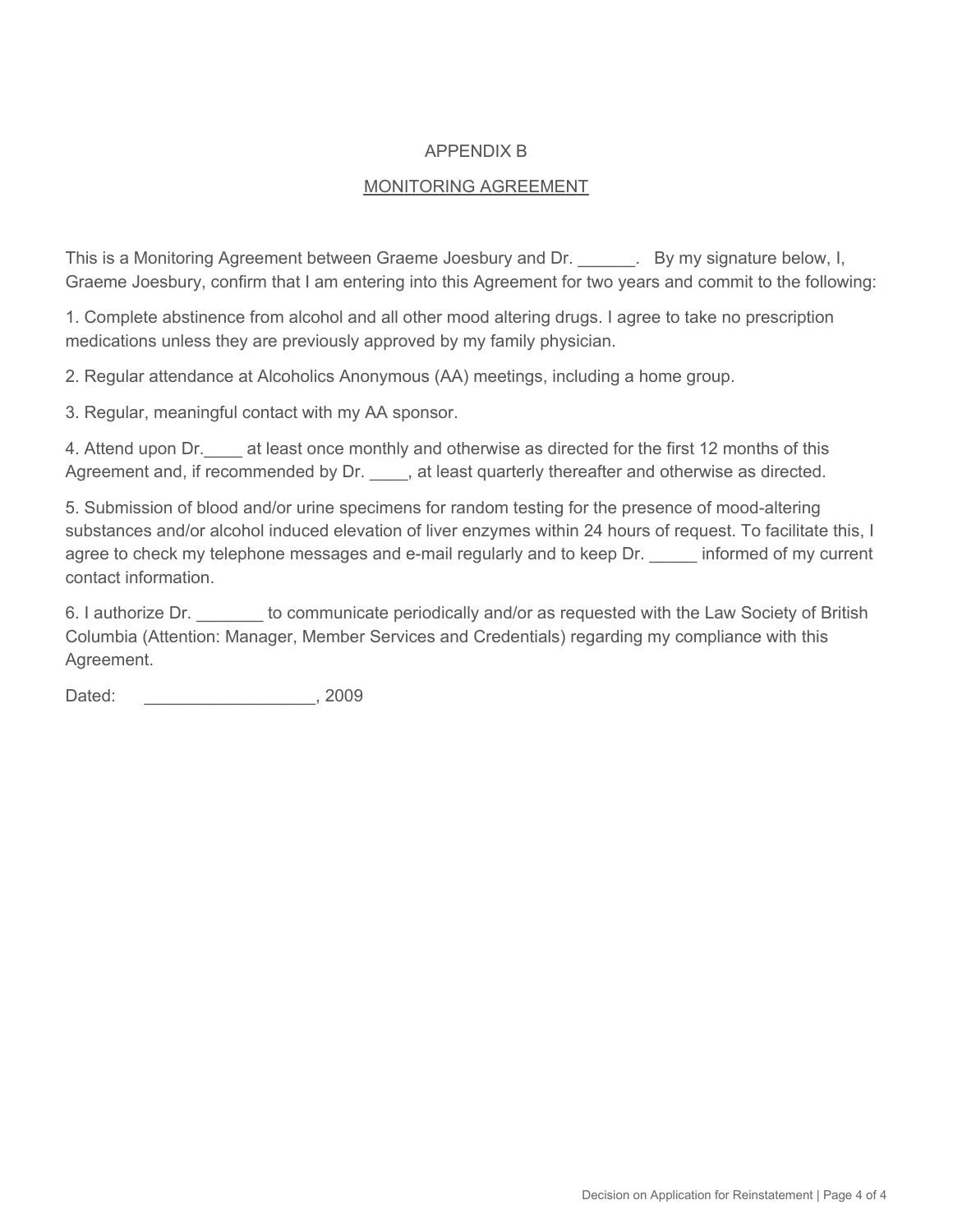APPENDIX B

MONITORING AGREEMENT

This is a Monitoring Agreement between Graeme Joesbury and Dr. ______. By my signature below, I, Graeme Joesbury, confirm that I am entering into this Agreement for two years and commit to the following:

1. Complete abstinence from alcohol and all other mood altering drugs. I agree to take no prescription medications unless they are previously approved by my family physician.

2. Regular attendance at Alcoholics Anonymous (AA) meetings, including a home group.

3. Regular, meaningful contact with my AA sponsor.

4. Attend upon Dr.____ at least once monthly and otherwise as directed for the first 12 months of this Agreement and, if recommended by Dr. ____, at least quarterly thereafter and otherwise as directed.

5. Submission of blood and/or urine specimens for random testing for the presence of mood-altering substances and/or alcohol induced elevation of liver enzymes within 24 hours of request. To facilitate this, I agree to check my telephone messages and e-mail regularly and to keep Dr. _____ informed of my current contact information.

6. I authorize Dr. _______ to communicate periodically and/or as requested with the Law Society of British Columbia (Attention: Manager, Member Services and Credentials) regarding my compliance with this Agreement.

Dated: __________________, 2009